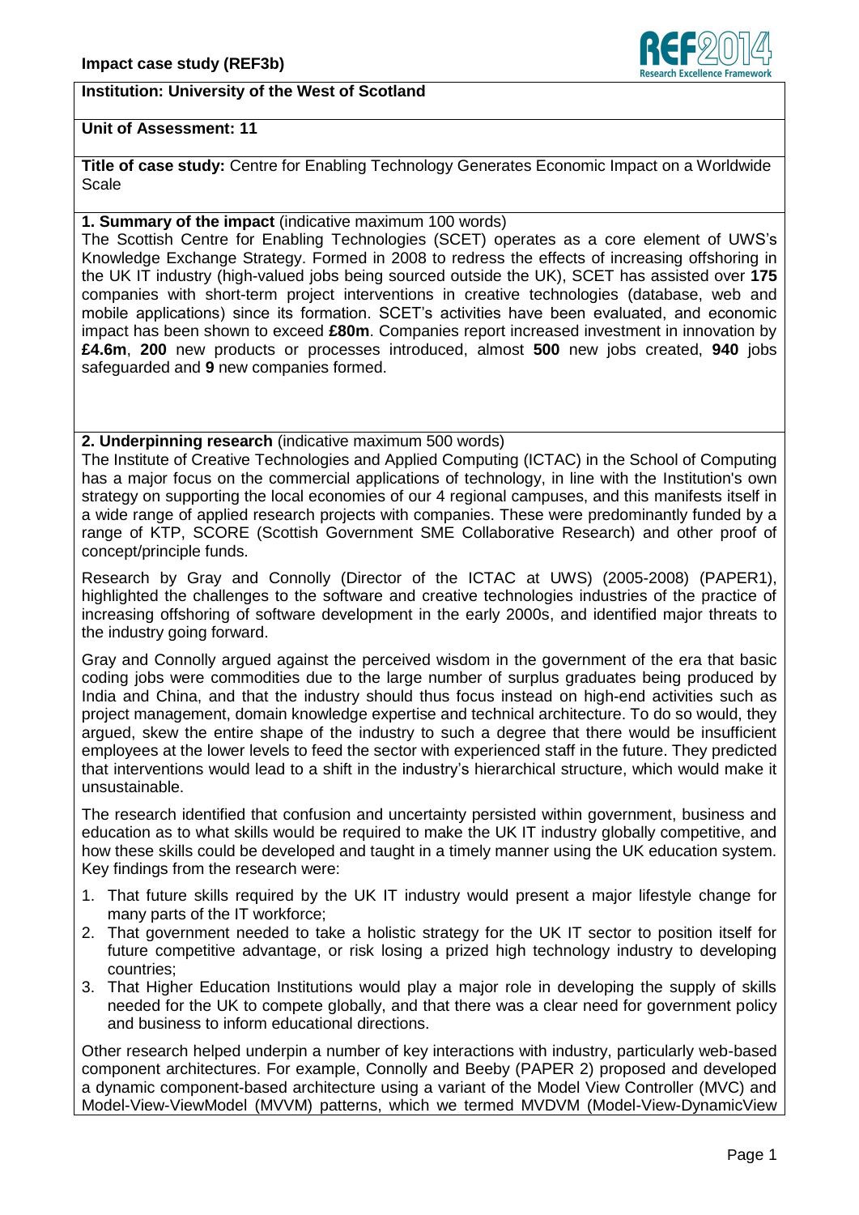**Institution: University of the West of Scotland**

**Unit of Assessment: 11**

**Title of case study:** Centre for Enabling Technology Generates Economic Impact on a Worldwide Scale

**1. Summary of the impact** (indicative maximum 100 words)

The Scottish Centre for Enabling Technologies (SCET) operates as a core element of UWS's Knowledge Exchange Strategy. Formed in 2008 to redress the effects of increasing offshoring in the UK IT industry (high-valued jobs being sourced outside the UK), SCET has assisted over **175** companies with short-term project interventions in creative technologies (database, web and mobile applications) since its formation. SCET's activities have been evaluated, and economic impact has been shown to exceed **£80m**. Companies report increased investment in innovation by **£4.6m**, **200** new products or processes introduced, almost **500** new jobs created, **940** jobs safeguarded and **9** new companies formed.

**2. Underpinning research** (indicative maximum 500 words)

The Institute of Creative Technologies and Applied Computing (ICTAC) in the School of Computing has a major focus on the commercial applications of technology, in line with the Institution's own strategy on supporting the local economies of our 4 regional campuses, and this manifests itself in a wide range of applied research projects with companies. These were predominantly funded by a range of KTP, SCORE (Scottish Government SME Collaborative Research) and other proof of concept/principle funds.

Research by Gray and Connolly (Director of the ICTAC at UWS) (2005-2008) (PAPER1), highlighted the challenges to the software and creative technologies industries of the practice of increasing offshoring of software development in the early 2000s, and identified major threats to the industry going forward.

Gray and Connolly argued against the perceived wisdom in the government of the era that basic coding jobs were commodities due to the large number of surplus graduates being produced by India and China, and that the industry should thus focus instead on high-end activities such as project management, domain knowledge expertise and technical architecture. To do so would, they argued, skew the entire shape of the industry to such a degree that there would be insufficient employees at the lower levels to feed the sector with experienced staff in the future. They predicted that interventions would lead to a shift in the industry's hierarchical structure, which would make it unsustainable.

The research identified that confusion and uncertainty persisted within government, business and education as to what skills would be required to make the UK IT industry globally competitive, and how these skills could be developed and taught in a timely manner using the UK education system. Key findings from the research were:

1. That future skills required by the UK IT industry would present a major lifestyle change for many parts of the IT workforce;
2. That government needed to take a holistic strategy for the UK IT sector to position itself for future competitive advantage, or risk losing a prized high technology industry to developing countries;
3. That Higher Education Institutions would play a major role in developing the supply of skills needed for the UK to compete globally, and that there was a clear need for government policy and business to inform educational directions.

Other research helped underpin a number of key interactions with industry, particularly web-based component architectures. For example, Connolly and Beeby (PAPER 2) proposed and developed a dynamic component-based architecture using a variant of the Model View Controller (MVC) and Model-View-ViewModel (MVVM) patterns, which we termed MVDVM (Model-View-DynamicView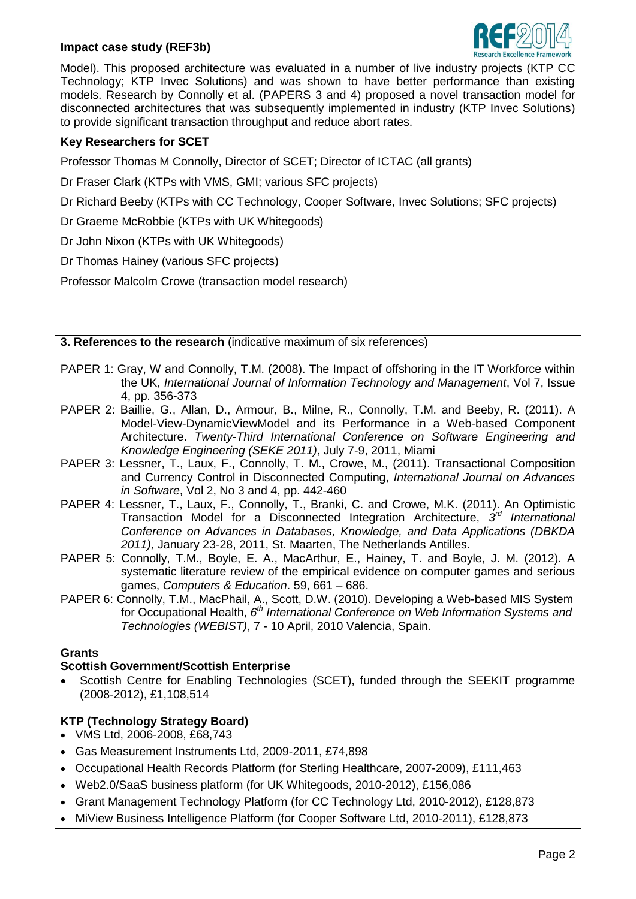Model). This proposed architecture was evaluated in a number of live industry projects (KTP CC Technology; KTP Invec Solutions) and was shown to have better performance than existing models. Research by Connolly et al. (PAPERS 3 and 4) proposed a novel transaction model for disconnected architectures that was subsequently implemented in industry (KTP Invec Solutions) to provide significant transaction throughput and reduce abort rates.

**Key Researchers for SCET**

Professor Thomas M Connolly, Director of SCET; Director of ICTAC (all grants)

Dr Fraser Clark (KTPs with VMS, GMI; various SFC projects)

Dr Richard Beeby (KTPs with CC Technology, Cooper Software, Invec Solutions; SFC projects)

Dr Graeme McRobbie (KTPs with UK Whitegoods)

Dr John Nixon (KTPs with UK Whitegoods)

Dr Thomas Hainey (various SFC projects)

Professor Malcolm Crowe (transaction model research)

## 3. References to the research (indicative maximum of six references)

PAPER 1: Gray, W and Connolly, T.M. (2008). The Impact of offshoring in the IT Workforce within the UK, *International Journal of Information Technology and Management*, Vol 7, Issue 4, pp. 356-373

PAPER 2: Baillie, G., Allan, D., Armour, B., Milne, R., Connolly, T.M. and Beeby, R. (2011). A Model-View-DynamicViewModel and its Performance in a Web-based Component Architecture. *Twenty-Third International Conference on Software Engineering and Knowledge Engineering (SEKE 2011)*, July 7-9, 2011, Miami

PAPER 3: Lessner, T., Laux, F., Connolly, T. M., Crowe, M., (2011). Transactional Composition and Currency Control in Disconnected Computing, *International Journal on Advances in Software*, Vol 2, No 3 and 4, pp. 442-460

PAPER 4: Lessner, T., Laux, F., Connolly, T., Branki, C. and Crowe, M.K. (2011). An Optimistic Transaction Model for a Disconnected Integration Architecture, *3rd International Conference on Advances in Databases, Knowledge, and Data Applications (DBKDA 2011),* January 23-28, 2011, St. Maarten, The Netherlands Antilles.

PAPER 5: Connolly, T.M., Boyle, E. A., MacArthur, E., Hainey, T. and Boyle, J. M. (2012). A systematic literature review of the empirical evidence on computer games and serious games, *Computers & Education*. 59, 661 – 686.

PAPER 6: Connolly, T.M., MacPhail, A., Scott, D.W. (2010). Developing a Web-based MIS System for Occupational Health, *6th International Conference on Web Information Systems and Technologies (WEBIST)*, 7 - 10 April, 2010 Valencia, Spain.

### Grants

**Scottish Government/Scottish Enterprise**

- Scottish Centre for Enabling Technologies (SCET), funded through the SEEKIT programme (2008-2012), £1,108,514

**KTP (Technology Strategy Board)**

- VMS Ltd, 2006-2008, £68,743
- Gas Measurement Instruments Ltd, 2009-2011, £74,898
- Occupational Health Records Platform (for Sterling Healthcare, 2007-2009), £111,463
- Web2.0/SaaS business platform (for UK Whitegoods, 2010-2012), £156,086
- Grant Management Technology Platform (for CC Technology Ltd, 2010-2012), £128,873
- MiView Business Intelligence Platform (for Cooper Software Ltd, 2010-2011), £128,873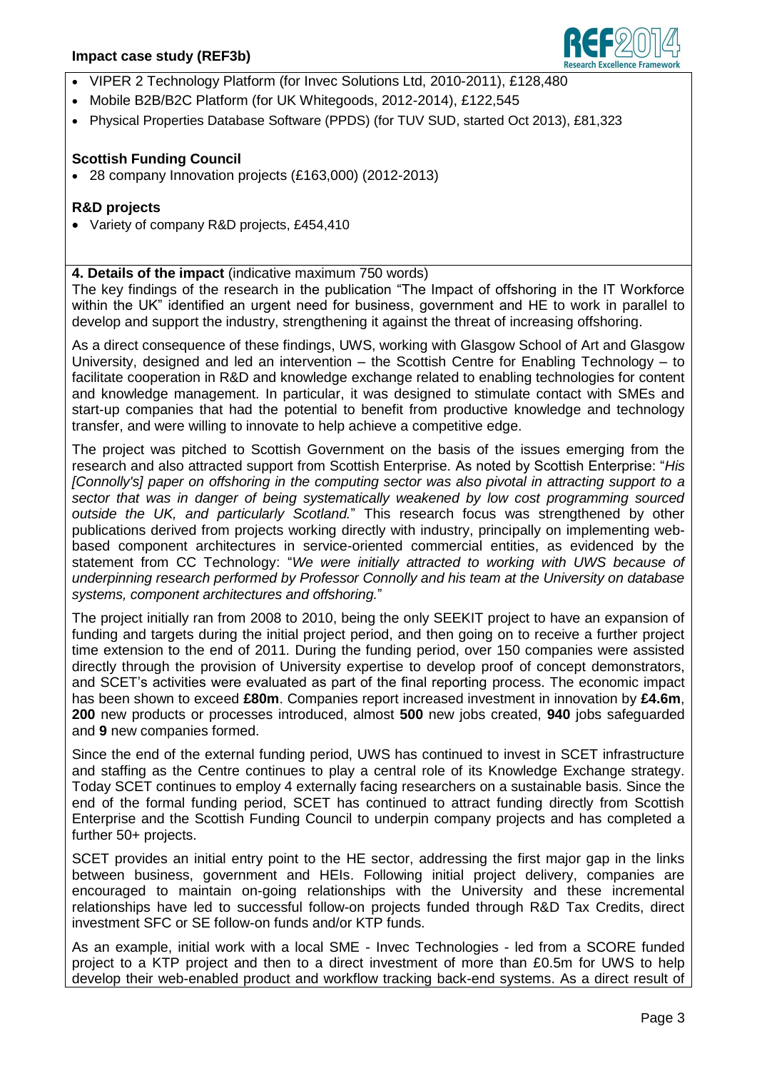- VIPER 2 Technology Platform (for Invec Solutions Ltd, 2010-2011), £128,480
- Mobile B2B/B2C Platform (for UK Whitegoods, 2012-2014), £122,545
- Physical Properties Database Software (PPDS) (for TUV SUD, started Oct 2013), £81,323

**Scottish Funding Council**

- 28 company Innovation projects (£163,000) (2012-2013)

**R&D projects**

- Variety of company R&D projects, £454,410

**4. Details of the impact** (indicative maximum 750 words)

The key findings of the research in the publication "The Impact of offshoring in the IT Workforce within the UK" identified an urgent need for business, government and HE to work in parallel to develop and support the industry, strengthening it against the threat of increasing offshoring.

As a direct consequence of these findings, UWS, working with Glasgow School of Art and Glasgow University, designed and led an intervention – the Scottish Centre for Enabling Technology – to facilitate cooperation in R&D and knowledge exchange related to enabling technologies for content and knowledge management. In particular, it was designed to stimulate contact with SMEs and start-up companies that had the potential to benefit from productive knowledge and technology transfer, and were willing to innovate to help achieve a competitive edge.

The project was pitched to Scottish Government on the basis of the issues emerging from the research and also attracted support from Scottish Enterprise. As noted by Scottish Enterprise: "*His [Connolly's] paper on offshoring in the computing sector was also pivotal in attracting support to a sector that was in danger of being systematically weakened by low cost programming sourced outside the UK, and particularly Scotland.*" This research focus was strengthened by other publications derived from projects working directly with industry, principally on implementing web-based component architectures in service-oriented commercial entities, as evidenced by the statement from CC Technology: "*We were initially attracted to working with UWS because of underpinning research performed by Professor Connolly and his team at the University on database systems, component architectures and offshoring.*"

The project initially ran from 2008 to 2010, being the only SEEKIT project to have an expansion of funding and targets during the initial project period, and then going on to receive a further project time extension to the end of 2011. During the funding period, over 150 companies were assisted directly through the provision of University expertise to develop proof of concept demonstrators, and SCET's activities were evaluated as part of the final reporting process. The economic impact has been shown to exceed **£80m**. Companies report increased investment in innovation by **£4.6m**, **200** new products or processes introduced, almost **500** new jobs created, **940** jobs safeguarded and **9** new companies formed.

Since the end of the external funding period, UWS has continued to invest in SCET infrastructure and staffing as the Centre continues to play a central role of its Knowledge Exchange strategy. Today SCET continues to employ 4 externally facing researchers on a sustainable basis. Since the end of the formal funding period, SCET has continued to attract funding directly from Scottish Enterprise and the Scottish Funding Council to underpin company projects and has completed a further 50+ projects.

SCET provides an initial entry point to the HE sector, addressing the first major gap in the links between business, government and HEIs. Following initial project delivery, companies are encouraged to maintain on-going relationships with the University and these incremental relationships have led to successful follow-on projects funded through R&D Tax Credits, direct investment SFC or SE follow-on funds and/or KTP funds.

As an example, initial work with a local SME - Invec Technologies - led from a SCORE funded project to a KTP project and then to a direct investment of more than £0.5m for UWS to help develop their web-enabled product and workflow tracking back-end systems. As a direct result of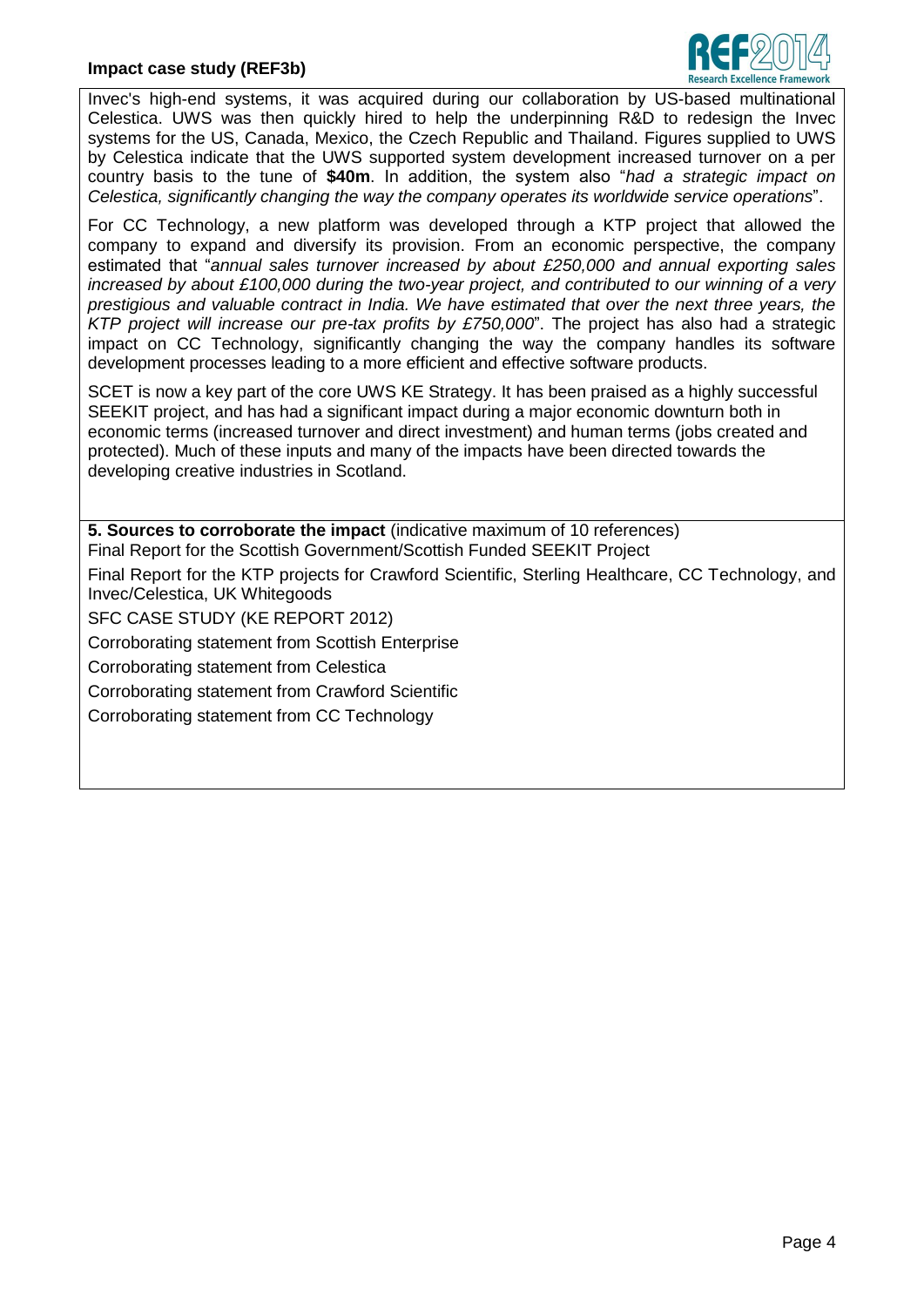Invec's high-end systems, it was acquired during our collaboration by US-based multinational Celestica. UWS was then quickly hired to help the underpinning R&D to redesign the Invec systems for the US, Canada, Mexico, the Czech Republic and Thailand. Figures supplied to UWS by Celestica indicate that the UWS supported system development increased turnover on a per country basis to the tune of **$40m**. In addition, the system also "*had a strategic impact on Celestica, significantly changing the way the company operates its worldwide service operations*".

For CC Technology, a new platform was developed through a KTP project that allowed the company to expand and diversify its provision. From an economic perspective, the company estimated that "*annual sales turnover increased by about £250,000 and annual exporting sales increased by about £100,000 during the two-year project, and contributed to our winning of a very prestigious and valuable contract in India. We have estimated that over the next three years, the KTP project will increase our pre-tax profits by £750,000*". The project has also had a strategic impact on CC Technology, significantly changing the way the company handles its software development processes leading to a more efficient and effective software products.

SCET is now a key part of the core UWS KE Strategy. It has been praised as a highly successful SEEKIT project, and has had a significant impact during a major economic downturn both in economic terms (increased turnover and direct investment) and human terms (jobs created and protected). Much of these inputs and many of the impacts have been directed towards the developing creative industries in Scotland.

**5. Sources to corroborate the impact** (indicative maximum of 10 references)

Final Report for the Scottish Government/Scottish Funded SEEKIT Project

Final Report for the KTP projects for Crawford Scientific, Sterling Healthcare, CC Technology, and Invec/Celestica, UK Whitegoods

SFC CASE STUDY (KE REPORT 2012)

Corroborating statement from Scottish Enterprise

Corroborating statement from Celestica

Corroborating statement from Crawford Scientific

Corroborating statement from CC Technology